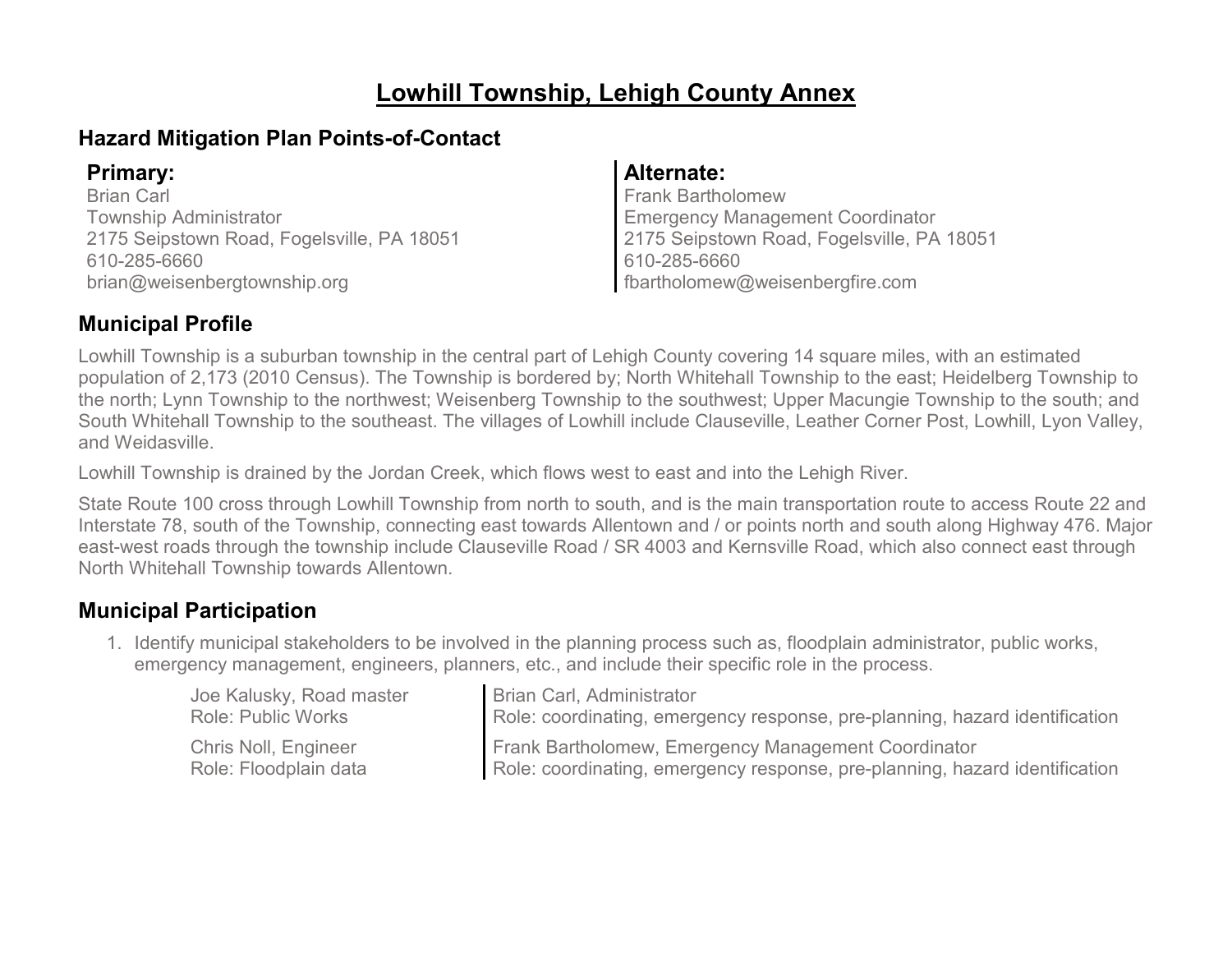# Lowhill Township, Lehigh County Annex

## Hazard Mitigation Plan Points-of-Contact

**Primary:**
Brian Carl
Township Administrator
2175 Seipstown Road, Fogelsville, PA 18051
610-285-6660
brian@weisenbergtownship.org

**Alternate:**
Frank Bartholomew
Emergency Management Coordinator
2175 Seipstown Road, Fogelsville, PA 18051
610-285-6660
fbartholomew@weisenbergfire.com

## Municipal Profile

Lowhill Township is a suburban township in the central part of Lehigh County covering 14 square miles, with an estimated population of 2,173 (2010 Census). The Township is bordered by; North Whitehall Township to the east; Heidelberg Township to the north; Lynn Township to the northwest; Weisenberg Township to the southwest; Upper Macungie Township to the south; and South Whitehall Township to the southeast. The villages of Lowhill include Clauseville, Leather Corner Post, Lowhill, Lyon Valley, and Weidasville.

Lowhill Township is drained by the Jordan Creek, which flows west to east and into the Lehigh River.

State Route 100 cross through Lowhill Township from north to south, and is the main transportation route to access Route 22 and Interstate 78, south of the Township, connecting east towards Allentown and / or points north and south along Highway 476. Major east-west roads through the township include Clauseville Road / SR 4003 and Kernsville Road, which also connect east through North Whitehall Township towards Allentown.

## Municipal Participation

1. Identify municipal stakeholders to be involved in the planning process such as, floodplain administrator, public works, emergency management, engineers, planners, etc., and include their specific role in the process.

   Joe Kalusky, Road master
   Role: Public Works

   Chris Noll, Engineer
   Role: Floodplain data

   Brian Carl, Administrator
   Role: coordinating, emergency response, pre-planning, hazard identification

   Frank Bartholomew, Emergency Management Coordinator
   Role: coordinating, emergency response, pre-planning, hazard identification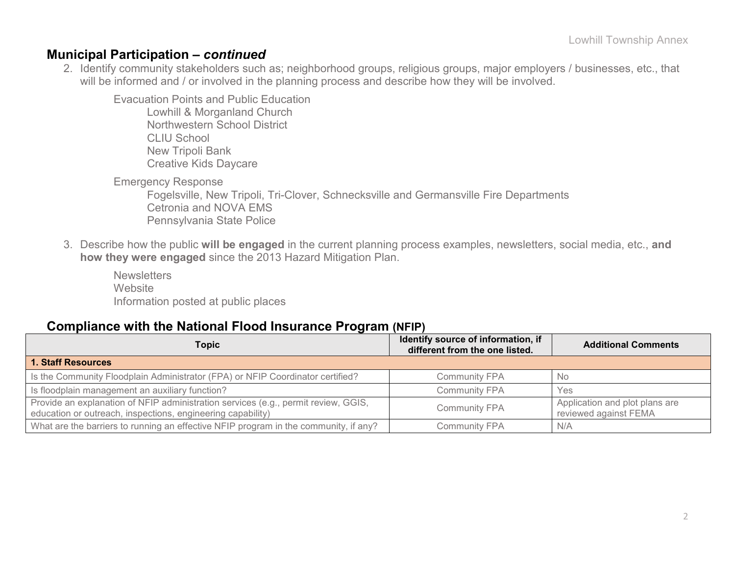## Municipal Participation – *continued*

2. Identify community stakeholders such as; neighborhood groups, religious groups, major employers / businesses, etc., that will be informed and / or involved in the planning process and describe how they will be involved.

   Evacuation Points and Public Education
   - Lowhill & Morganland Church
   - Northwestern School District
   - CLIU School
   - New Tripoli Bank
   - Creative Kids Daycare

   Emergency Response
   - Fogelsville, New Tripoli, Tri-Clover, Schnecksville and Germansville Fire Departments
   - Cetronia and NOVA EMS
   - Pennsylvania State Police

3. Describe how the public **will be engaged** in the current planning process examples, newsletters, social media, etc., **and how they were engaged** since the 2013 Hazard Mitigation Plan.

   Newsletters
   Website
   Information posted at public places

## Compliance with the National Flood Insurance Program (NFIP)

| Topic | Identify source of information, if different from the one listed. | Additional Comments |
|---|---|---|
| **1. Staff Resources** | | |
| Is the Community Floodplain Administrator (FPA) or NFIP Coordinator certified? | Community FPA | No |
| Is floodplain management an auxiliary function? | Community FPA | Yes |
| Provide an explanation of NFIP administration services (e.g., permit review, GGIS, education or outreach, inspections, engineering capability) | Community FPA | Application and plot plans are reviewed against FEMA |
| What are the barriers to running an effective NFIP program in the community, if any? | Community FPA | N/A |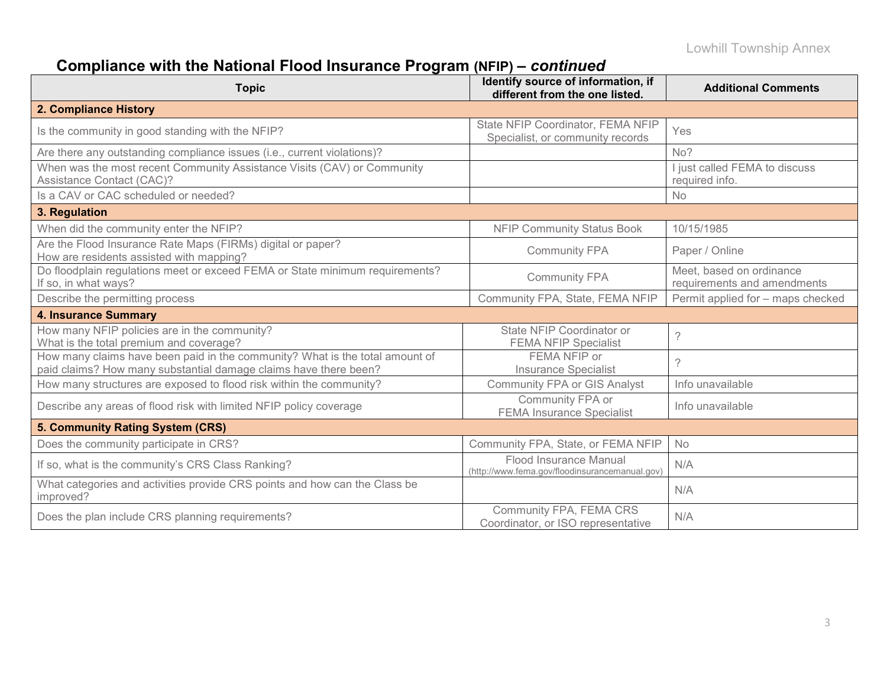## Compliance with the National Flood Insurance Program (NFIP) – *continued*

| Topic | Identify source of information, if different from the one listed. | Additional Comments |
|---|---|---|
| **2. Compliance History** | | |
| Is the community in good standing with the NFIP? | State NFIP Coordinator, FEMA NFIP Specialist, or community records | Yes |
| Are there any outstanding compliance issues (i.e., current violations)? | | No? |
| When was the most recent Community Assistance Visits (CAV) or Community Assistance Contact (CAC)? | | I just called FEMA to discuss required info. |
| Is a CAV or CAC scheduled or needed? | | No |
| **3. Regulation** | | |
| When did the community enter the NFIP? | NFIP Community Status Book | 10/15/1985 |
| Are the Flood Insurance Rate Maps (FIRMs) digital or paper? How are residents assisted with mapping? | Community FPA | Paper / Online |
| Do floodplain regulations meet or exceed FEMA or State minimum requirements? If so, in what ways? | Community FPA | Meet, based on ordinance requirements and amendments |
| Describe the permitting process | Community FPA, State, FEMA NFIP | Permit applied for – maps checked |
| **4. Insurance Summary** | | |
| How many NFIP policies are in the community? What is the total premium and coverage? | State NFIP Coordinator or FEMA NFIP Specialist | ? |
| How many claims have been paid in the community? What is the total amount of paid claims? How many substantial damage claims have there been? | FEMA NFIP or Insurance Specialist | ? |
| How many structures are exposed to flood risk within the community? | Community FPA or GIS Analyst | Info unavailable |
| Describe any areas of flood risk with limited NFIP policy coverage | Community FPA or FEMA Insurance Specialist | Info unavailable |
| **5. Community Rating System (CRS)** | | |
| Does the community participate in CRS? | Community FPA, State, or FEMA NFIP | No |
| If so, what is the community's CRS Class Ranking? | Flood Insurance Manual (http://www.fema.gov/floodinsurancemanual.gov) | N/A |
| What categories and activities provide CRS points and how can the Class be improved? | | N/A |
| Does the plan include CRS planning requirements? | Community FPA, FEMA CRS Coordinator, or ISO representative | N/A |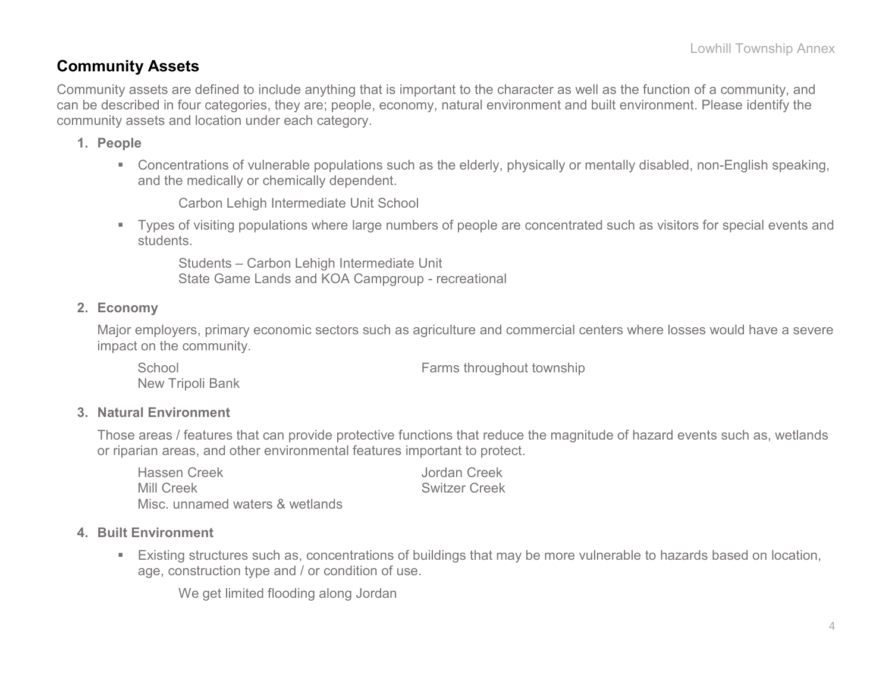## Community Assets

Community assets are defined to include anything that is important to the character as well as the function of a community, and can be described in four categories, they are; people, economy, natural environment and built environment. Please identify the community assets and location under each category.

1. **People**

   - Concentrations of vulnerable populations such as the elderly, physically or mentally disabled, non-English speaking, and the medically or chemically dependent.

     Carbon Lehigh Intermediate Unit School

   - Types of visiting populations where large numbers of people are concentrated such as visitors for special events and students.

     Students – Carbon Lehigh Intermediate Unit
     State Game Lands and KOA Campgroup - recreational

2. **Economy**

   Major employers, primary economic sectors such as agriculture and commercial centers where losses would have a severe impact on the community.

   School
   New Tripoli Bank
   Farms throughout township

3. **Natural Environment**

   Those areas / features that can provide protective functions that reduce the magnitude of hazard events such as, wetlands or riparian areas, and other environmental features important to protect.

   Hassen Creek
   Mill Creek
   Misc. unnamed waters & wetlands
   Jordan Creek
   Switzer Creek

4. **Built Environment**

   - Existing structures such as, concentrations of buildings that may be more vulnerable to hazards based on location, age, construction type and / or condition of use.

     We get limited flooding along Jordan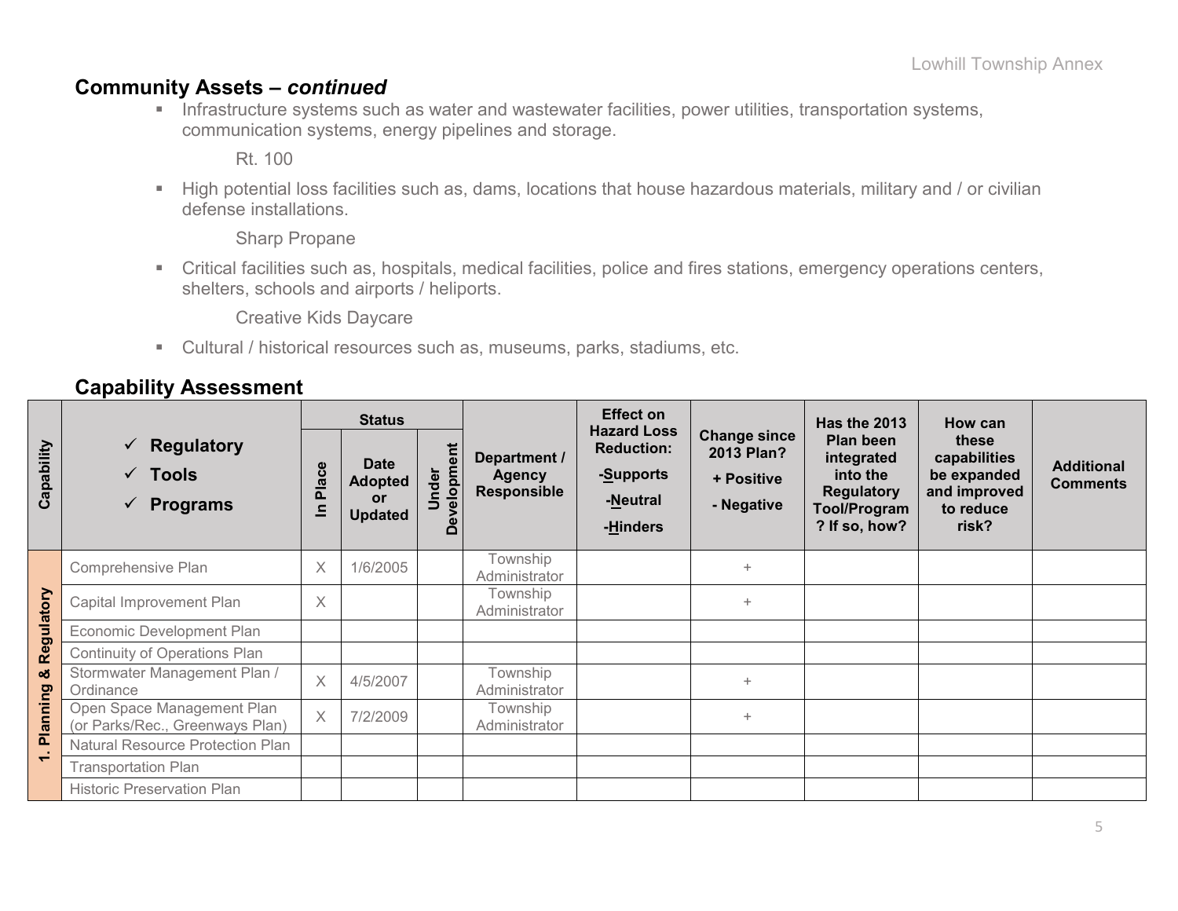## Community Assets – *continued*

- Infrastructure systems such as water and wastewater facilities, power utilities, transportation systems, communication systems, energy pipelines and storage.

  Rt. 100

- High potential loss facilities such as, dams, locations that house hazardous materials, military and / or civilian defense installations.

  Sharp Propane

- Critical facilities such as, hospitals, medical facilities, police and fires stations, emergency operations centers, shelters, schools and airports / heliports.

  Creative Kids Daycare

- Cultural / historical resources such as, museums, parks, stadiums, etc.

## Capability Assessment

| Capability | ✓ Regulatory ✓ Tools ✓ Programs | Status | | | Department / Agency Responsible | Effect on Hazard Loss Reduction: -Supports -Neutral -Hinders | Change since 2013 Plan? + Positive - Negative | Has the 2013 Plan been integrated into the Regulatory Tool/Program? If so, how? | How can these capabilities be expanded and improved to reduce risk? | Additional Comments |
|---|---|---|---|---|---|---|---|---|---|---|
| | | In Place | Date Adopted or Updated | Under Development | | | | | | |
| 1. Planning & Regulatory | Comprehensive Plan | X | 1/6/2005 | | Township Administrator | | + | | | |
| | Capital Improvement Plan | X | | | Township Administrator | | + | | | |
| | Economic Development Plan | | | | | | | | | |
| | Continuity of Operations Plan | | | | | | | | | |
| | Stormwater Management Plan / Ordinance | X | 4/5/2007 | | Township Administrator | | + | | | |
| | Open Space Management Plan (or Parks/Rec., Greenways Plan) | X | 7/2/2009 | | Township Administrator | | + | | | |
| | Natural Resource Protection Plan | | | | | | | | | |
| | Transportation Plan | | | | | | | | | |
| | Historic Preservation Plan | | | | | | | | | |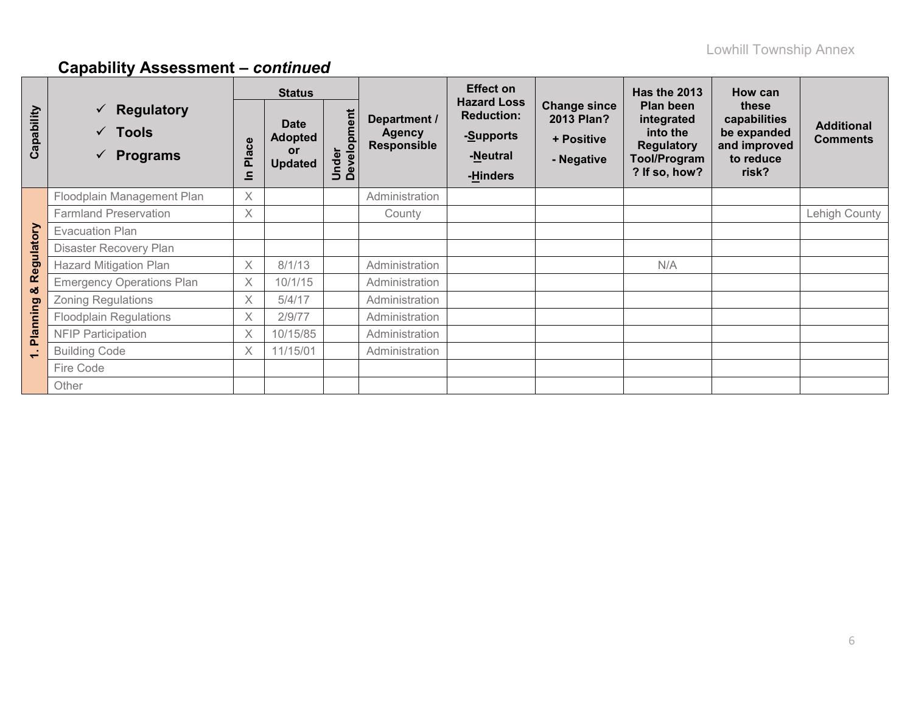## Capability Assessment – *continued*

| Capability | ✓ Regulatory ✓ Tools ✓ Programs | Status | | | Department / Agency Responsible | Effect on Hazard Loss Reduction: -Supports -Neutral -Hinders | Change since 2013 Plan? + Positive - Negative | Has the 2013 Plan been integrated into the Regulatory Tool/Program? If so, how? | How can these capabilities be expanded and improved to reduce risk? | Additional Comments |
|---|---|---|---|---|---|---|---|---|---|---|
| | | In Place | Date Adopted or Updated | Under Development | | | | | | |
| 1. Planning & Regulatory | Floodplain Management Plan | X | | | Administration | | | | | |
| | Farmland Preservation | X | | | County | | | | | Lehigh County |
| | Evacuation Plan | | | | | | | | | |
| | Disaster Recovery Plan | | | | | | | | | |
| | Hazard Mitigation Plan | X | 8/1/13 | | Administration | | | N/A | | |
| | Emergency Operations Plan | X | 10/1/15 | | Administration | | | | | |
| | Zoning Regulations | X | 5/4/17 | | Administration | | | | | |
| | Floodplain Regulations | X | 2/9/77 | | Administration | | | | | |
| | NFIP Participation | X | 10/15/85 | | Administration | | | | | |
| | Building Code | X | 11/15/01 | | Administration | | | | | |
| | Fire Code | | | | | | | | | |
| | Other | | | | | | | | | |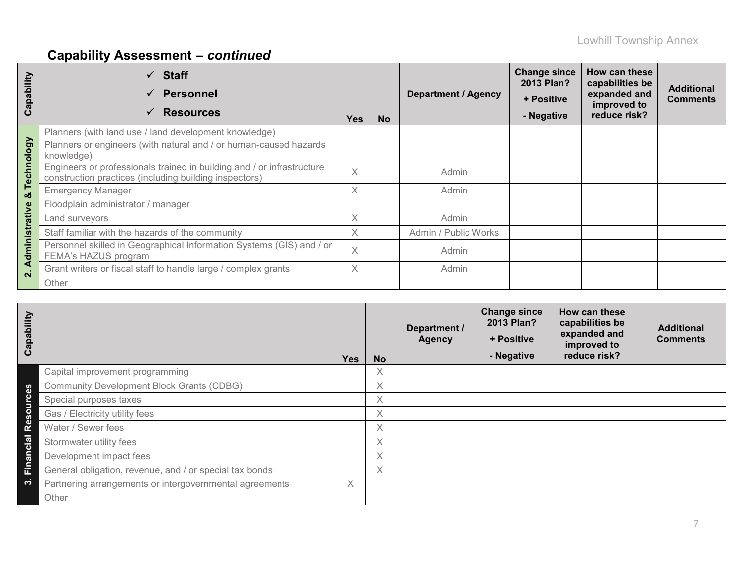## Capability Assessment – *continued*

| Capability | ✓ Staff ✓ Personnel ✓ Resources | Yes | No | Department / Agency | Change since 2013 Plan? + Positive - Negative | How can these capabilities be expanded and improved to reduce risk? | Additional Comments |
|---|---|---|---|---|---|---|---|
| 2. Administrative & Technology | Planners (with land use / land development knowledge) | | | | | | |
| | Planners or engineers (with natural and / or human-caused hazards knowledge) | | | | | | |
| | Engineers or professionals trained in building and / or infrastructure construction practices (including building inspectors) | X | | Admin | | | |
| | Emergency Manager | X | | Admin | | | |
| | Floodplain administrator / manager | | | | | | |
| | Land surveyors | X | | Admin | | | |
| | Staff familiar with the hazards of the community | X | | Admin / Public Works | | | |
| | Personnel skilled in Geographical Information Systems (GIS) and / or FEMA's HAZUS program | X | | Admin | | | |
| | Grant writers or fiscal staff to handle large / complex grants | X | | Admin | | | |
| | Other | | | | | | |

| Capability | | Yes | No | Department / Agency | Change since 2013 Plan? + Positive - Negative | How can these capabilities be expanded and improved to reduce risk? | Additional Comments |
|---|---|---|---|---|---|---|---|
| 3. Financial Resources | Capital improvement programming | | X | | | | |
| | Community Development Block Grants (CDBG) | | X | | | | |
| | Special purposes taxes | | X | | | | |
| | Gas / Electricity utility fees | | X | | | | |
| | Water / Sewer fees | | X | | | | |
| | Stormwater utility fees | | X | | | | |
| | Development impact fees | | X | | | | |
| | General obligation, revenue, and / or special tax bonds | | X | | | | |
| | Partnering arrangements or intergovernmental agreements | X | | | | | |
| | Other | | | | | | |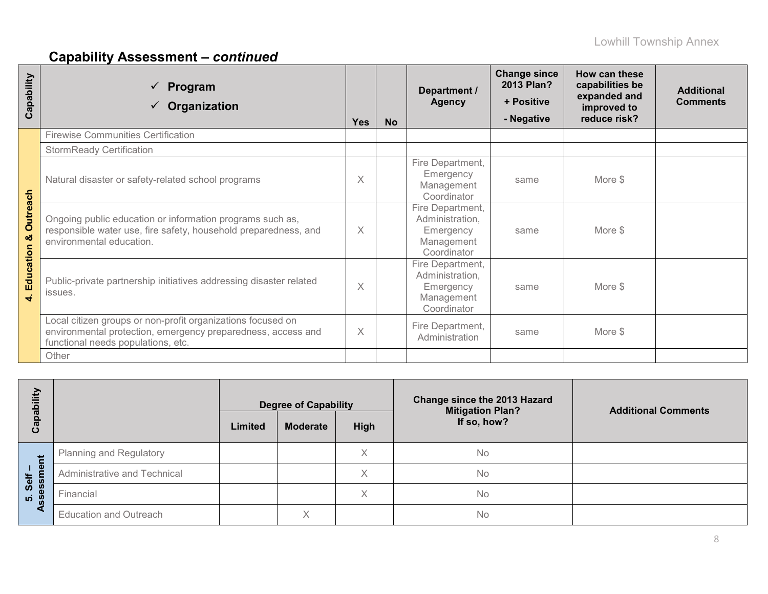## Capability Assessment – *continued*

| Capability | ✓ Program ✓ Organization | Yes | No | Department / Agency | Change since 2013 Plan? + Positive - Negative | How can these capabilities be expanded and improved to reduce risk? | Additional Comments |
|---|---|---|---|---|---|---|---|
| 4. Education & Outreach | Firewise Communities Certification | | | | | | |
| | StormReady Certification | | | | | | |
| | Natural disaster or safety-related school programs | X | | Fire Department, Emergency Management Coordinator | same | More $ | |
| | Ongoing public education or information programs such as, responsible water use, fire safety, household preparedness, and environmental education. | X | | Fire Department, Administration, Emergency Management Coordinator | same | More $ | |
| | Public-private partnership initiatives addressing disaster related issues. | X | | Fire Department, Administration, Emergency Management Coordinator | same | More $ | |
| | Local citizen groups or non-profit organizations focused on environmental protection, emergency preparedness, access and functional needs populations, etc. | X | | Fire Department, Administration | same | More $ | |
| | Other | | | | | | |

| Capability | | Degree of Capability | | | Change since the 2013 Hazard Mitigation Plan? If so, how? | Additional Comments |
|---|---|---|---|---|---|---|
| | | Limited | Moderate | High | | |
| 5. Self – Assessment | Planning and Regulatory | | | X | No | |
| | Administrative and Technical | | | X | No | |
| | Financial | | | X | No | |
| | Education and Outreach | | X | | No | |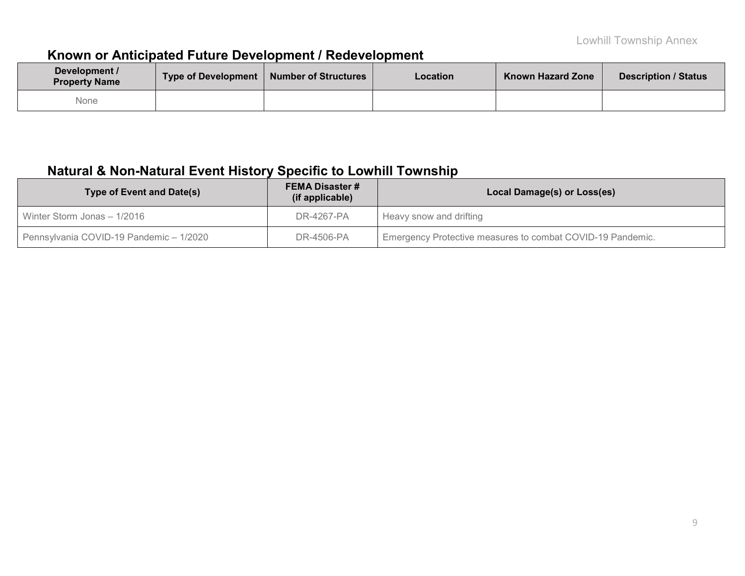## Known or Anticipated Future Development / Redevelopment

| Development / Property Name | Type of Development | Number of Structures | Location | Known Hazard Zone | Description / Status |
|---|---|---|---|---|---|
| None | | | | | |

## Natural & Non-Natural Event History Specific to Lowhill Township

| Type of Event and Date(s) | FEMA Disaster # (if applicable) | Local Damage(s) or Loss(es) |
|---|---|---|
| Winter Storm Jonas – 1/2016 | DR-4267-PA | Heavy snow and drifting |
| Pennsylvania COVID-19 Pandemic – 1/2020 | DR-4506-PA | Emergency Protective measures to combat COVID-19 Pandemic. |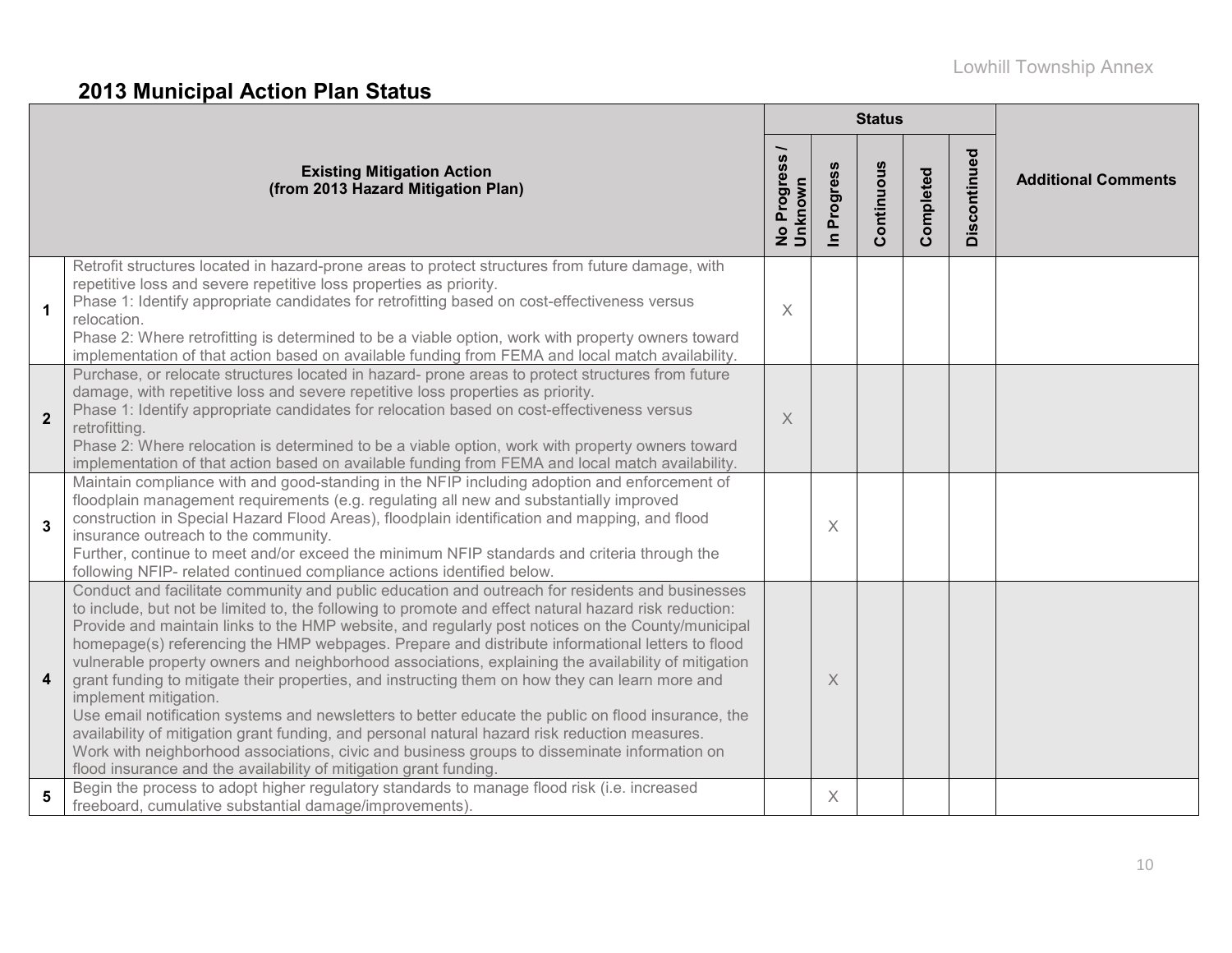## 2013 Municipal Action Plan Status

| | Existing Mitigation Action (from 2013 Hazard Mitigation Plan) | Status | | | | | Additional Comments |
|---|---|---|---|---|---|---|---|
| | | No Progress / Unknown | In Progress | Continuous | Completed | Discontinued | |
| 1 | Retrofit structures located in hazard-prone areas to protect structures from future damage, with repetitive loss and severe repetitive loss properties as priority. Phase 1: Identify appropriate candidates for retrofitting based on cost-effectiveness versus relocation. Phase 2: Where retrofitting is determined to be a viable option, work with property owners toward implementation of that action based on available funding from FEMA and local match availability. | X | | | | | |
| 2 | Purchase, or relocate structures located in hazard- prone areas to protect structures from future damage, with repetitive loss and severe repetitive loss properties as priority. Phase 1: Identify appropriate candidates for relocation based on cost-effectiveness versus retrofitting. Phase 2: Where relocation is determined to be a viable option, work with property owners toward implementation of that action based on available funding from FEMA and local match availability. | X | | | | | |
| 3 | Maintain compliance with and good-standing in the NFIP including adoption and enforcement of floodplain management requirements (e.g. regulating all new and substantially improved construction in Special Hazard Flood Areas), floodplain identification and mapping, and flood insurance outreach to the community. Further, continue to meet and/or exceed the minimum NFIP standards and criteria through the following NFIP- related continued compliance actions identified below. | | X | | | | |
| 4 | Conduct and facilitate community and public education and outreach for residents and businesses to include, but not be limited to, the following to promote and effect natural hazard risk reduction: Provide and maintain links to the HMP website, and regularly post notices on the County/municipal homepage(s) referencing the HMP webpages. Prepare and distribute informational letters to flood vulnerable property owners and neighborhood associations, explaining the availability of mitigation grant funding to mitigate their properties, and instructing them on how they can learn more and implement mitigation. Use email notification systems and newsletters to better educate the public on flood insurance, the availability of mitigation grant funding, and personal natural hazard risk reduction measures. Work with neighborhood associations, civic and business groups to disseminate information on flood insurance and the availability of mitigation grant funding. | | X | | | | |
| 5 | Begin the process to adopt higher regulatory standards to manage flood risk (i.e. increased freeboard, cumulative substantial damage/improvements). | | X | | | | |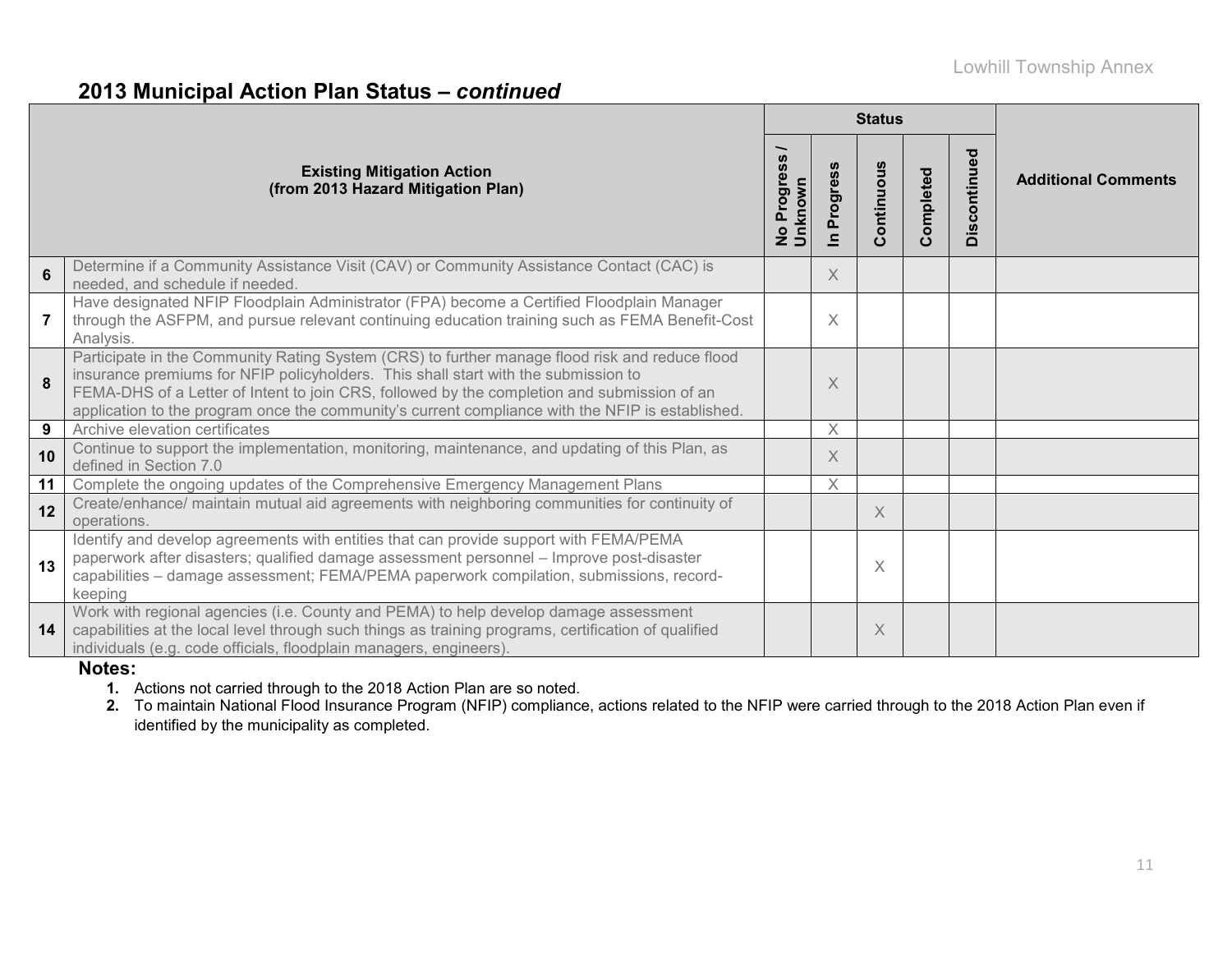## 2013 Municipal Action Plan Status – *continued*

| | Existing Mitigation Action (from 2013 Hazard Mitigation Plan) | Status | | | | | Additional Comments |
|---|---|---|---|---|---|---|---|
| | | No Progress / Unknown | In Progress | Continuous | Completed | Discontinued | |
| 6 | Determine if a Community Assistance Visit (CAV) or Community Assistance Contact (CAC) is needed, and schedule if needed. | | X | | | | |
| 7 | Have designated NFIP Floodplain Administrator (FPA) become a Certified Floodplain Manager through the ASFPM, and pursue relevant continuing education training such as FEMA Benefit-Cost Analysis. | | X | | | | |
| 8 | Participate in the Community Rating System (CRS) to further manage flood risk and reduce flood insurance premiums for NFIP policyholders. This shall start with the submission to FEMA-DHS of a Letter of Intent to join CRS, followed by the completion and submission of an application to the program once the community's current compliance with the NFIP is established. | | X | | | | |
| 9 | Archive elevation certificates | | X | | | | |
| 10 | Continue to support the implementation, monitoring, maintenance, and updating of this Plan, as defined in Section 7.0 | | X | | | | |
| 11 | Complete the ongoing updates of the Comprehensive Emergency Management Plans | | X | | | | |
| 12 | Create/enhance/ maintain mutual aid agreements with neighboring communities for continuity of operations. | | | X | | | |
| 13 | Identify and develop agreements with entities that can provide support with FEMA/PEMA paperwork after disasters; qualified damage assessment personnel – Improve post-disaster capabilities – damage assessment; FEMA/PEMA paperwork compilation, submissions, record-keeping | | | X | | | |
| 14 | Work with regional agencies (i.e. County and PEMA) to help develop damage assessment capabilities at the local level through such things as training programs, certification of qualified individuals (e.g. code officials, floodplain managers, engineers). | | | X | | | |

**Notes:**

1. Actions not carried through to the 2018 Action Plan are so noted.
2. To maintain National Flood Insurance Program (NFIP) compliance, actions related to the NFIP were carried through to the 2018 Action Plan even if identified by the municipality as completed.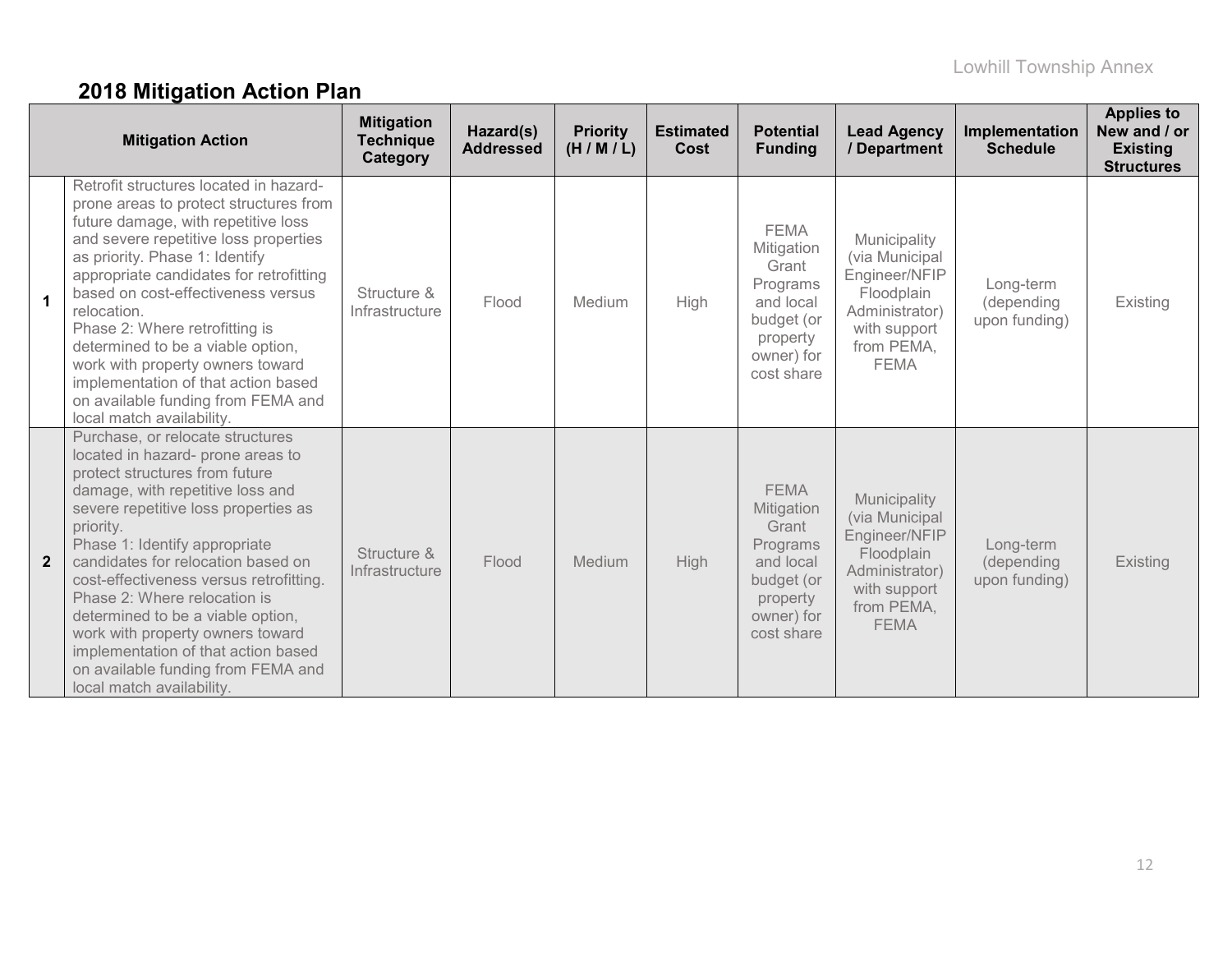## 2018 Mitigation Action Plan

| | Mitigation Action | Mitigation Technique Category | Hazard(s) Addressed | Priority (H / M / L) | Estimated Cost | Potential Funding | Lead Agency / Department | Implementation Schedule | Applies to New and / or Existing Structures |
|---|---|---|---|---|---|---|---|---|---|
| **1** | Retrofit structures located in hazard-prone areas to protect structures from future damage, with repetitive loss and severe repetitive loss properties as priority. Phase 1: Identify appropriate candidates for retrofitting based on cost-effectiveness versus relocation. Phase 2: Where retrofitting is determined to be a viable option, work with property owners toward implementation of that action based on available funding from FEMA and local match availability. | Structure & Infrastructure | Flood | Medium | High | FEMA Mitigation Grant Programs and local budget (or property owner) for cost share | Municipality (via Municipal Engineer/NFIP Floodplain Administrator) with support from PEMA, FEMA | Long-term (depending upon funding) | Existing |
| **2** | Purchase, or relocate structures located in hazard- prone areas to protect structures from future damage, with repetitive loss and severe repetitive loss properties as priority. Phase 1: Identify appropriate candidates for relocation based on cost-effectiveness versus retrofitting. Phase 2: Where relocation is determined to be a viable option, work with property owners toward implementation of that action based on available funding from FEMA and local match availability. | Structure & Infrastructure | Flood | Medium | High | FEMA Mitigation Grant Programs and local budget (or property owner) for cost share | Municipality (via Municipal Engineer/NFIP Floodplain Administrator) with support from PEMA, FEMA | Long-term (depending upon funding) | Existing |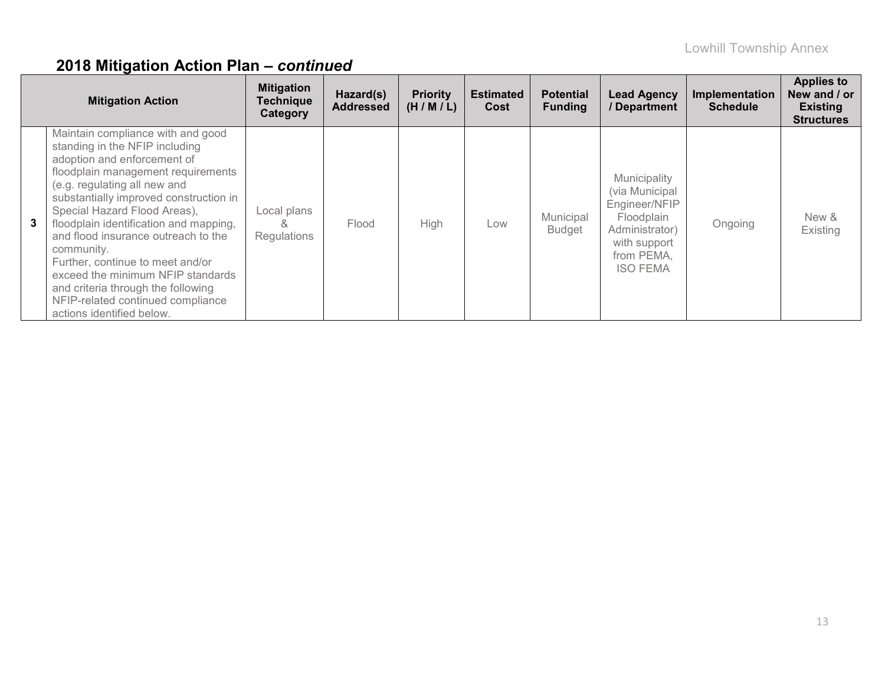## 2018 Mitigation Action Plan – *continued*

| | Mitigation Action | Mitigation Technique Category | Hazard(s) Addressed | Priority (H / M / L) | Estimated Cost | Potential Funding | Lead Agency / Department | Implementation Schedule | Applies to New and / or Existing Structures |
|---|---|---|---|---|---|---|---|---|---|
| **3** | Maintain compliance with and good standing in the NFIP including adoption and enforcement of floodplain management requirements (e.g. regulating all new and substantially improved construction in Special Hazard Flood Areas), floodplain identification and mapping, and flood insurance outreach to the community. Further, continue to meet and/or exceed the minimum NFIP standards and criteria through the following NFIP-related continued compliance actions identified below. | Local plans & Regulations | Flood | High | Low | Municipal Budget | Municipality (via Municipal Engineer/NFIP Floodplain Administrator) with support from PEMA, ISO FEMA | Ongoing | New & Existing |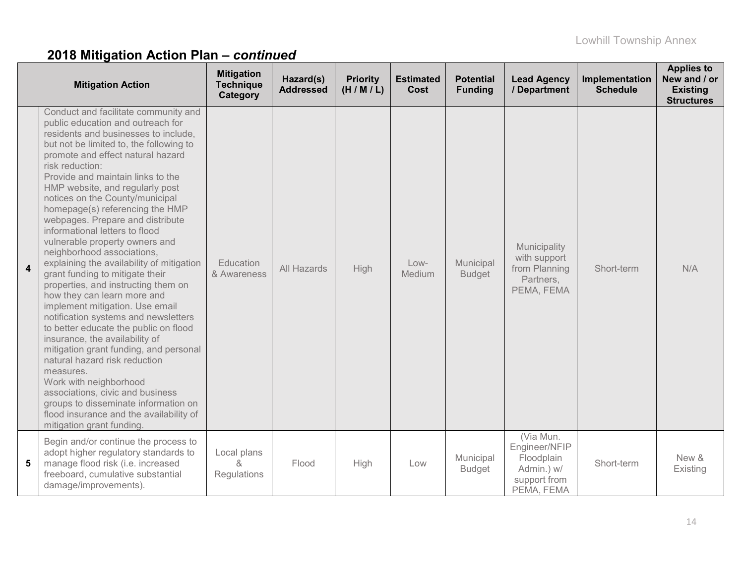## 2018 Mitigation Action Plan – *continued*

| | Mitigation Action | Mitigation Technique Category | Hazard(s) Addressed | Priority (H / M / L) | Estimated Cost | Potential Funding | Lead Agency / Department | Implementation Schedule | Applies to New and / or Existing Structures |
|---|---|---|---|---|---|---|---|---|---|
| 4 | Conduct and facilitate community and public education and outreach for residents and businesses to include, but not be limited to, the following to promote and effect natural hazard risk reduction: Provide and maintain links to the HMP website, and regularly post notices on the County/municipal homepage(s) referencing the HMP webpages. Prepare and distribute informational letters to flood vulnerable property owners and neighborhood associations, explaining the availability of mitigation grant funding to mitigate their properties, and instructing them on how they can learn more and implement mitigation. Use email notification systems and newsletters to better educate the public on flood insurance, the availability of mitigation grant funding, and personal natural hazard risk reduction measures. Work with neighborhood associations, civic and business groups to disseminate information on flood insurance and the availability of mitigation grant funding. | Education & Awareness | All Hazards | High | Low-Medium | Municipal Budget | Municipality with support from Planning Partners, PEMA, FEMA | Short-term | N/A |
| 5 | Begin and/or continue the process to adopt higher regulatory standards to manage flood risk (i.e. increased freeboard, cumulative substantial damage/improvements). | Local plans & Regulations | Flood | High | Low | Municipal Budget | (Via Mun. Engineer/NFIP Floodplain Admin.) w/ support from PEMA, FEMA | Short-term | New & Existing |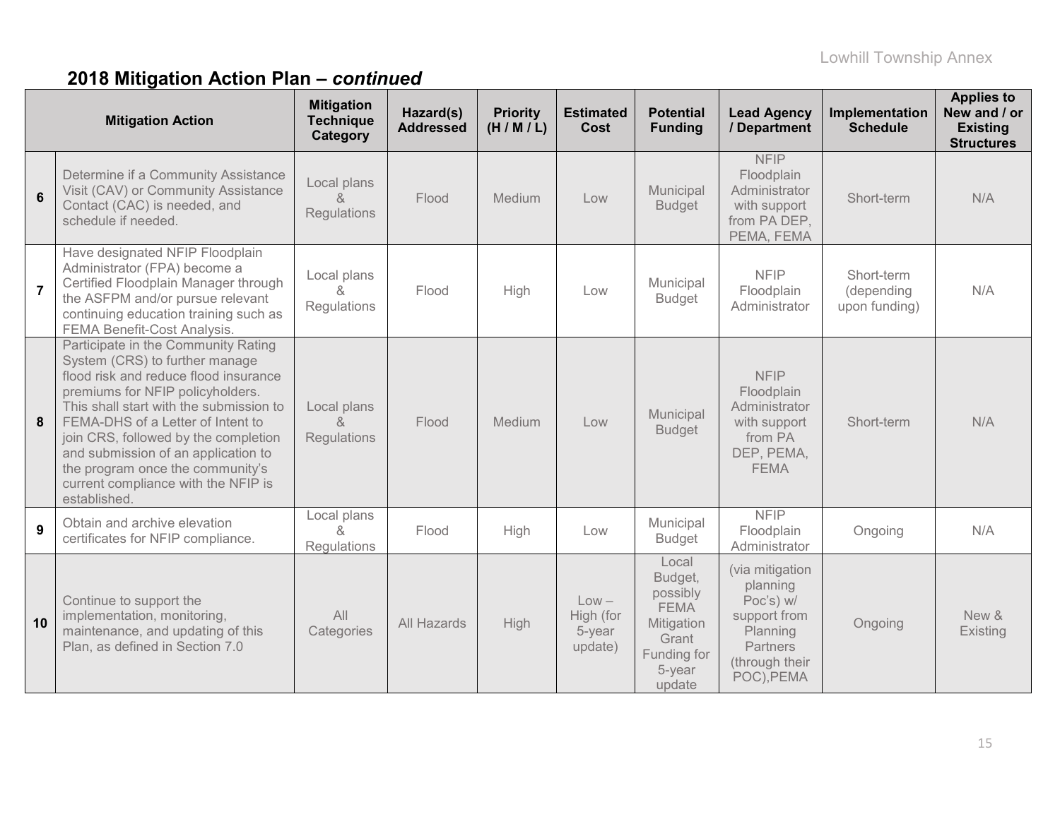## 2018 Mitigation Action Plan – *continued*

| | Mitigation Action | Mitigation Technique Category | Hazard(s) Addressed | Priority (H / M / L) | Estimated Cost | Potential Funding | Lead Agency / Department | Implementation Schedule | Applies to New and / or Existing Structures |
|---|---|---|---|---|---|---|---|---|---|
| 6 | Determine if a Community Assistance Visit (CAV) or Community Assistance Contact (CAC) is needed, and schedule if needed. | Local plans & Regulations | Flood | Medium | Low | Municipal Budget | NFIP Floodplain Administrator with support from PA DEP, PEMA, FEMA | Short-term | N/A |
| 7 | Have designated NFIP Floodplain Administrator (FPA) become a Certified Floodplain Manager through the ASFPM and/or pursue relevant continuing education training such as FEMA Benefit-Cost Analysis. | Local plans & Regulations | Flood | High | Low | Municipal Budget | NFIP Floodplain Administrator | Short-term (depending upon funding) | N/A |
| 8 | Participate in the Community Rating System (CRS) to further manage flood risk and reduce flood insurance premiums for NFIP policyholders. This shall start with the submission to FEMA-DHS of a Letter of Intent to join CRS, followed by the completion and submission of an application to the program once the community's current compliance with the NFIP is established. | Local plans & Regulations | Flood | Medium | Low | Municipal Budget | NFIP Floodplain Administrator with support from PA DEP, PEMA, FEMA | Short-term | N/A |
| 9 | Obtain and archive elevation certificates for NFIP compliance. | Local plans & Regulations | Flood | High | Low | Municipal Budget | NFIP Floodplain Administrator | Ongoing | N/A |
| 10 | Continue to support the implementation, monitoring, maintenance, and updating of this Plan, as defined in Section 7.0 | All Categories | All Hazards | High | Low – High (for 5-year update) | Local Budget, possibly FEMA Mitigation Grant Funding for 5-year update | (via mitigation planning Poc's) w/ support from Planning Partners (through their POC),PEMA | Ongoing | New & Existing |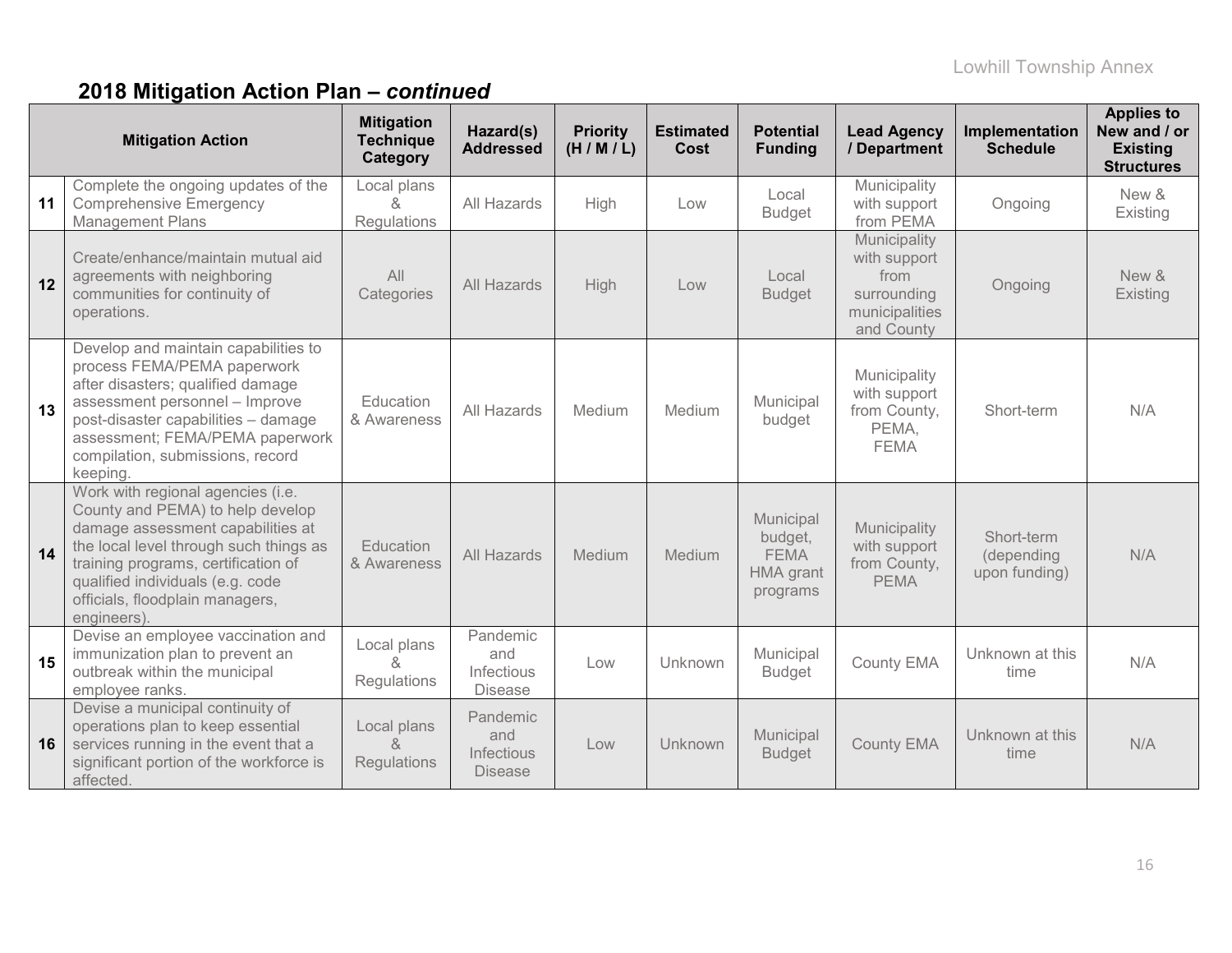## 2018 Mitigation Action Plan – *continued*

| | Mitigation Action | Mitigation Technique Category | Hazard(s) Addressed | Priority (H / M / L) | Estimated Cost | Potential Funding | Lead Agency / Department | Implementation Schedule | Applies to New and / or Existing Structures |
|---|---|---|---|---|---|---|---|---|---|
| **11** | Complete the ongoing updates of the Comprehensive Emergency Management Plans | Local plans & Regulations | All Hazards | High | Low | Local Budget | Municipality with support from PEMA | Ongoing | New & Existing |
| **12** | Create/enhance/maintain mutual aid agreements with neighboring communities for continuity of operations. | All Categories | All Hazards | High | Low | Local Budget | Municipality with support from surrounding municipalities and County | Ongoing | New & Existing |
| **13** | Develop and maintain capabilities to process FEMA/PEMA paperwork after disasters; qualified damage assessment personnel – Improve post-disaster capabilities – damage assessment; FEMA/PEMA paperwork compilation, submissions, record keeping. | Education & Awareness | All Hazards | Medium | Medium | Municipal budget | Municipality with support from County, PEMA, FEMA | Short-term | N/A |
| **14** | Work with regional agencies (i.e. County and PEMA) to help develop damage assessment capabilities at the local level through such things as training programs, certification of qualified individuals (e.g. code officials, floodplain managers, engineers). | Education & Awareness | All Hazards | Medium | Medium | Municipal budget, FEMA HMA grant programs | Municipality with support from County, PEMA | Short-term (depending upon funding) | N/A |
| **15** | Devise an employee vaccination and immunization plan to prevent an outbreak within the municipal employee ranks. | Local plans & Regulations | Pandemic and Infectious Disease | Low | Unknown | Municipal Budget | County EMA | Unknown at this time | N/A |
| **16** | Devise a municipal continuity of operations plan to keep essential services running in the event that a significant portion of the workforce is affected. | Local plans & Regulations | Pandemic and Infectious Disease | Low | Unknown | Municipal Budget | County EMA | Unknown at this time | N/A |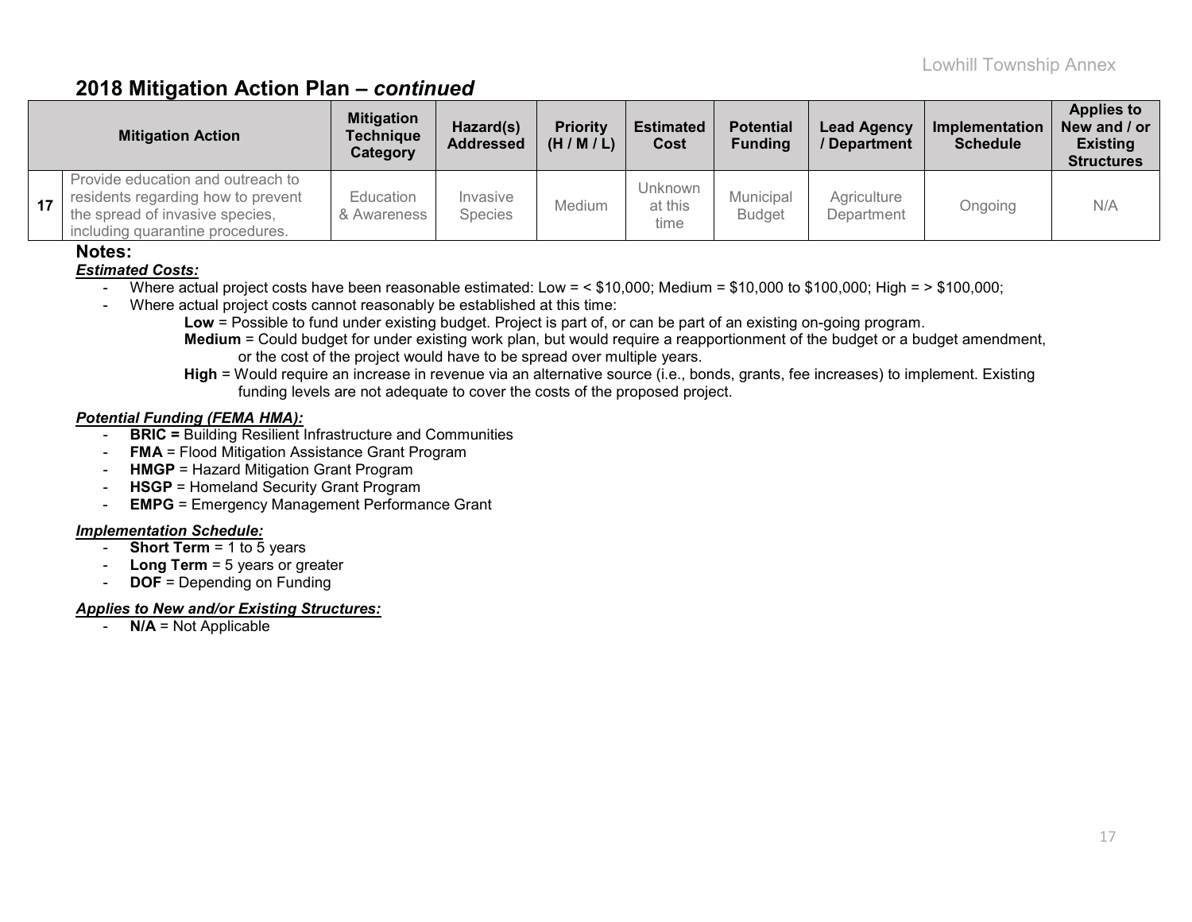## 2018 Mitigation Action Plan – *continued*

| | Mitigation Action | Mitigation Technique Category | Hazard(s) Addressed | Priority (H / M / L) | Estimated Cost | Potential Funding | Lead Agency / Department | Implementation Schedule | Applies to New and / or Existing Structures |
|---|---|---|---|---|---|---|---|---|---|
| 17 | Provide education and outreach to residents regarding how to prevent the spread of invasive species, including quarantine procedures. | Education & Awareness | Invasive Species | Medium | Unknown at this time | Municipal Budget | Agriculture Department | Ongoing | N/A |

### Notes:

***Estimated Costs:***

- Where actual project costs have been reasonable estimated: Low = < $10,000; Medium = $10,000 to $100,000; High = > $100,000;
- Where actual project costs cannot reasonably be established at this time:
  - **Low** = Possible to fund under existing budget. Project is part of, or can be part of an existing on-going program.
  - **Medium** = Could budget for under existing work plan, but would require a reapportionment of the budget or a budget amendment, or the cost of the project would have to be spread over multiple years.
  - **High** = Would require an increase in revenue via an alternative source (i.e., bonds, grants, fee increases) to implement. Existing funding levels are not adequate to cover the costs of the proposed project.

***Potential Funding (FEMA HMA):***

- **BRIC =** Building Resilient Infrastructure and Communities
- **FMA** = Flood Mitigation Assistance Grant Program
- **HMGP** = Hazard Mitigation Grant Program
- **HSGP** = Homeland Security Grant Program
- **EMPG** = Emergency Management Performance Grant

***Implementation Schedule:***

- **Short Term** = 1 to 5 years
- **Long Term** = 5 years or greater
- **DOF** = Depending on Funding

***Applies to New and/or Existing Structures:***

- **N/A** = Not Applicable